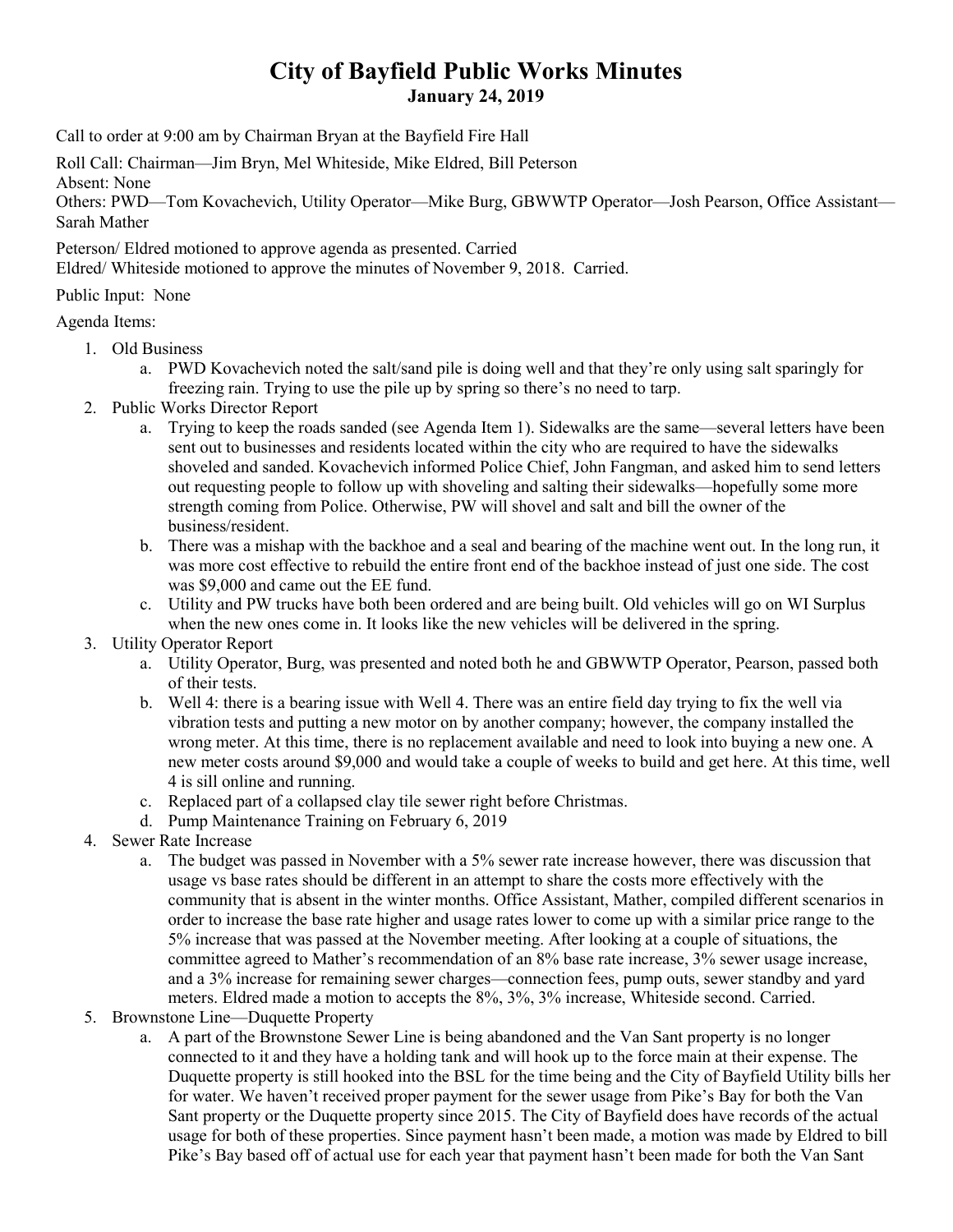# City of Bayfield Public Works Minutes

**January 24, 2019**

Call to order at 9:00 am by Chairman Bryan at the Bayfield Fire Hall

Roll Call: Chairman—Jim Bryn, Mel Whiteside, Mike Eldred, Bill Peterson
Absent: None
Others: PWD—Tom Kovachevich, Utility Operator—Mike Burg, GBWWTP Operator—Josh Pearson, Office Assistant—Sarah Mather

Peterson/ Eldred motioned to approve agenda as presented. Carried
Eldred/ Whiteside motioned to approve the minutes of November 9, 2018. Carried.

Public Input: None

Agenda Items:

1. Old Business
   a. PWD Kovachevich noted the salt/sand pile is doing well and that they're only using salt sparingly for freezing rain. Trying to use the pile up by spring so there's no need to tarp.
2. Public Works Director Report
   a. Trying to keep the roads sanded (see Agenda Item 1). Sidewalks are the same—several letters have been sent out to businesses and residents located within the city who are required to have the sidewalks shoveled and sanded. Kovachevich informed Police Chief, John Fangman, and asked him to send letters out requesting people to follow up with shoveling and salting their sidewalks—hopefully some more strength coming from Police. Otherwise, PW will shovel and salt and bill the owner of the business/resident.
   b. There was a mishap with the backhoe and a seal and bearing of the machine went out. In the long run, it was more cost effective to rebuild the entire front end of the backhoe instead of just one side. The cost was $9,000 and came out the EE fund.
   c. Utility and PW trucks have both been ordered and are being built. Old vehicles will go on WI Surplus when the new ones come in. It looks like the new vehicles will be delivered in the spring.
3. Utility Operator Report
   a. Utility Operator, Burg, was presented and noted both he and GBWWTP Operator, Pearson, passed both of their tests.
   b. Well 4: there is a bearing issue with Well 4. There was an entire field day trying to fix the well via vibration tests and putting a new motor on by another company; however, the company installed the wrong meter. At this time, there is no replacement available and need to look into buying a new one. A new meter costs around $9,000 and would take a couple of weeks to build and get here. At this time, well 4 is sill online and running.
   c. Replaced part of a collapsed clay tile sewer right before Christmas.
   d. Pump Maintenance Training on February 6, 2019
4. Sewer Rate Increase
   a. The budget was passed in November with a 5% sewer rate increase however, there was discussion that usage vs base rates should be different in an attempt to share the costs more effectively with the community that is absent in the winter months. Office Assistant, Mather, compiled different scenarios in order to increase the base rate higher and usage rates lower to come up with a similar price range to the 5% increase that was passed at the November meeting. After looking at a couple of situations, the committee agreed to Mather's recommendation of an 8% base rate increase, 3% sewer usage increase, and a 3% increase for remaining sewer charges—connection fees, pump outs, sewer standby and yard meters. Eldred made a motion to accepts the 8%, 3%, 3% increase, Whiteside second. Carried.
5. Brownstone Line—Duquette Property
   a. A part of the Brownstone Sewer Line is being abandoned and the Van Sant property is no longer connected to it and they have a holding tank and will hook up to the force main at their expense. The Duquette property is still hooked into the BSL for the time being and the City of Bayfield Utility bills her for water. We haven't received proper payment for the sewer usage from Pike's Bay for both the Van Sant property or the Duquette property since 2015. The City of Bayfield does have records of the actual usage for both of these properties. Since payment hasn't been made, a motion was made by Eldred to bill Pike's Bay based off of actual use for each year that payment hasn't been made for both the Van Sant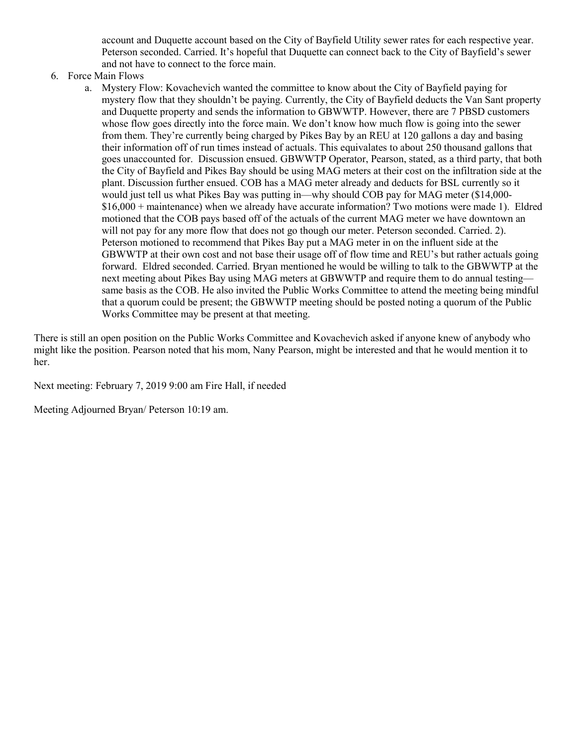account and Duquette account based on the City of Bayfield Utility sewer rates for each respective year. Peterson seconded. Carried. It's hopeful that Duquette can connect back to the City of Bayfield's sewer and not have to connect to the force main.

6. Force Main Flows
   a. Mystery Flow: Kovachevich wanted the committee to know about the City of Bayfield paying for mystery flow that they shouldn't be paying. Currently, the City of Bayfield deducts the Van Sant property and Duquette property and sends the information to GBWWTP. However, there are 7 PBSD customers whose flow goes directly into the force main. We don't know how much flow is going into the sewer from them. They're currently being charged by Pikes Bay by an REU at 120 gallons a day and basing their information off of run times instead of actuals. This equivalates to about 250 thousand gallons that goes unaccounted for. Discussion ensued. GBWWTP Operator, Pearson, stated, as a third party, that both the City of Bayfield and Pikes Bay should be using MAG meters at their cost on the infiltration side at the plant. Discussion further ensued. COB has a MAG meter already and deducts for BSL currently so it would just tell us what Pikes Bay was putting in—why should COB pay for MAG meter ($14,000-$16,000 + maintenance) when we already have accurate information? Two motions were made 1). Eldred motioned that the COB pays based off of the actuals of the current MAG meter we have downtown an will not pay for any more flow that does not go though our meter. Peterson seconded. Carried. 2). Peterson motioned to recommend that Pikes Bay put a MAG meter in on the influent side at the GBWWTP at their own cost and not base their usage off of flow time and REU's but rather actuals going forward. Eldred seconded. Carried. Bryan mentioned he would be willing to talk to the GBWWTP at the next meeting about Pikes Bay using MAG meters at GBWWTP and require them to do annual testing—same basis as the COB. He also invited the Public Works Committee to attend the meeting being mindful that a quorum could be present; the GBWWTP meeting should be posted noting a quorum of the Public Works Committee may be present at that meeting.

There is still an open position on the Public Works Committee and Kovachevich asked if anyone knew of anybody who might like the position. Pearson noted that his mom, Nany Pearson, might be interested and that he would mention it to her.

Next meeting: February 7, 2019 9:00 am Fire Hall, if needed

Meeting Adjourned Bryan/ Peterson 10:19 am.